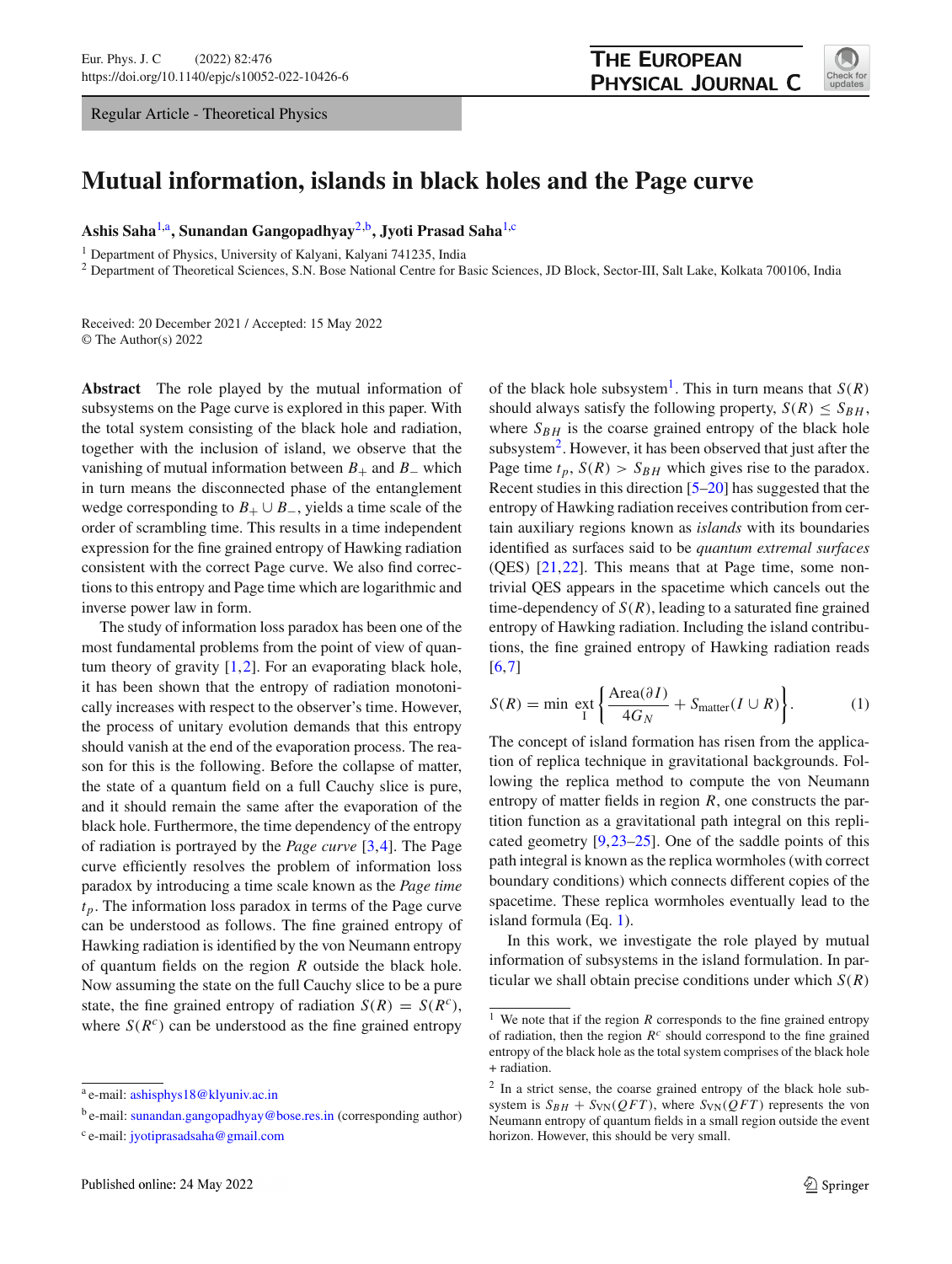Regular Article - Theoretical Physics

# Mutual information, islands in black holes and the Page curve

**Ashis Saha**[1,a], **Sunandan Gangopadhyay**[2,b], **Jyoti Prasad Saha**[1,c]

[1] Department of Physics, University of Kalyani, Kalyani 741235, India

[2] Department of Theoretical Sciences, S.N. Bose National Centre for Basic Sciences, JD Block, Sector-III, Salt Lake, Kolkata 700106, India

Received: 20 December 2021 / Accepted: 15 May 2022
© The Author(s) 2022

**Abstract** The role played by the mutual information of subsystems on the Page curve is explored in this paper. With the total system consisting of the black hole and radiation, together with the inclusion of island, we observe that the vanishing of mutual information between $B_+$ and $B_-$ which in turn means the disconnected phase of the entanglement wedge corresponding to $B_+ \cup B_-$, yields a time scale of the order of scrambling time. This results in a time independent expression for the fine grained entropy of Hawking radiation consistent with the correct Page curve. We also find corrections to this entropy and Page time which are logarithmic and inverse power law in form.

The study of information loss paradox has been one of the most fundamental problems from the point of view of quantum theory of gravity [1,2]. For an evaporating black hole, it has been shown that the entropy of radiation monotonically increases with respect to the observer's time. However, the process of unitary evolution demands that this entropy should vanish at the end of the evaporation process. The reason for this is the following. Before the collapse of matter, the state of a quantum field on a full Cauchy slice is pure, and it should remain the same after the evaporation of the black hole. Furthermore, the time dependency of the entropy of radiation is portrayed by the *Page curve* [3,4]. The Page curve efficiently resolves the problem of information loss paradox by introducing a time scale known as the *Page time* $t_p$. The information loss paradox in terms of the Page curve can be understood as follows. The fine grained entropy of Hawking radiation is identified by the von Neumann entropy of quantum fields on the region $R$ outside the black hole. Now assuming the state on the full Cauchy slice to be a pure state, the fine grained entropy of radiation $S(R) = S(R^c)$, where $S(R^c)$ can be understood as the fine grained entropy of the black hole subsystem[1]. This in turn means that $S(R)$ should always satisfy the following property, $S(R) \leq S_{BH}$, where $S_{BH}$ is the coarse grained entropy of the black hole subsystem[2]. However, it has been observed that just after the Page time $t_p$, $S(R) > S_{BH}$ which gives rise to the paradox. Recent studies in this direction [5–20] has suggested that the entropy of Hawking radiation receives contribution from certain auxiliary regions known as *islands* with its boundaries identified as surfaces said to be *quantum extremal surfaces* (QES) [21,22]. This means that at Page time, some non-trivial QES appears in the spacetime which cancels out the time-dependency of $S(R)$, leading to a saturated fine grained entropy of Hawking radiation. Including the island contributions, the fine grained entropy of Hawking radiation reads [6,7]

$$S(R) = \min_{I} \text{ext} \left\{ \frac{\text{Area}(\partial I)}{4G_N} + S_{\text{matter}}(I \cup R) \right\}. \quad (1)$$

The concept of island formation has risen from the application of replica technique in gravitational backgrounds. Following the replica method to compute the von Neumann entropy of matter fields in region $R$, one constructs the partition function as a gravitational path integral on this replicated geometry [9,23–25]. One of the saddle points of this path integral is known as the replica wormholes (with correct boundary conditions) which connects different copies of the spacetime. These replica wormholes eventually lead to the island formula (Eq. 1).

In this work, we investigate the role played by mutual information of subsystems in the island formulation. In particular we shall obtain precise conditions under which $S(R)$

---

[1] We note that if the region $R$ corresponds to the fine grained entropy of radiation, then the region $R^c$ should correspond to the fine grained entropy of the black hole as the total system comprises of the black hole + radiation.

[2] In a strict sense, the coarse grained entropy of the black hole subsystem is $S_{BH} + S_{\text{VN}}(QFT)$, where $S_{\text{VN}}(QFT)$ represents the von Neumann entropy of quantum fields in a small region outside the event horizon. However, this should be very small.

[a] e-mail: ashisphys18@klyuniv.ac.in

[b] e-mail: sunandan.gangopadhyay@bose.res.in (corresponding author)

[c] e-mail: jyotiprasadsaha@gmail.com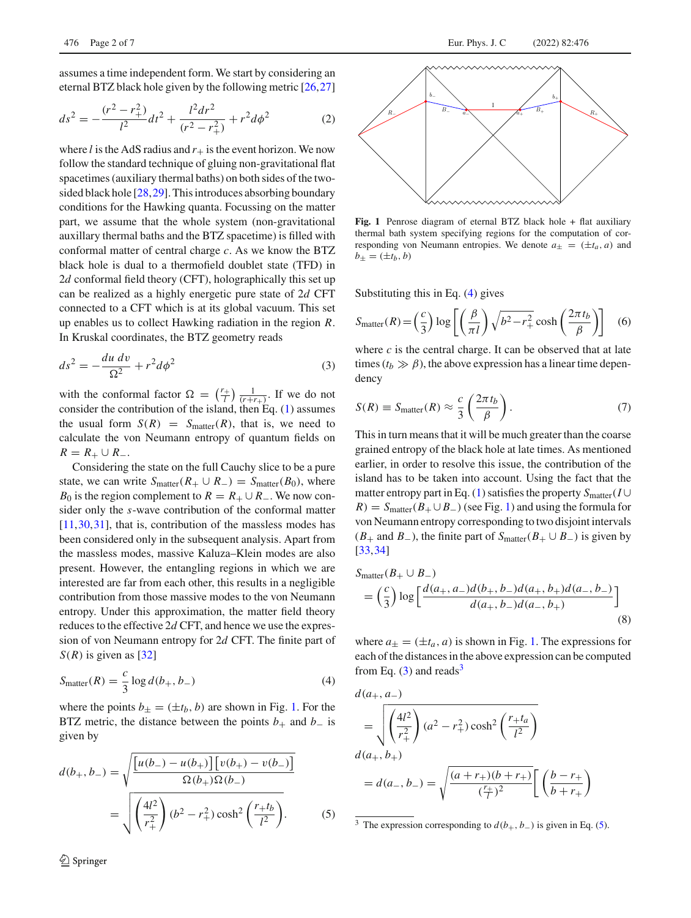assumes a time independent form. We start by considering an eternal BTZ black hole given by the following metric [26,27]

$$ds^2 = -\frac{(r^2 - r_+^2)}{l^2}dt^2 + \frac{l^2 dr^2}{(r^2 - r_+^2)} + r^2 d\phi^2 \tag{2}$$

where $l$ is the AdS radius and $r_+$ is the event horizon. We now follow the standard technique of gluing non-gravitational flat spacetimes (auxiliary thermal baths) on both sides of the two-sided black hole [28,29]. This introduces absorbing boundary conditions for the Hawking quanta. Focussing on the matter part, we assume that the whole system (non-gravitational auxillary thermal baths and the BTZ spacetime) is filled with conformal matter of central charge $c$. As we know the BTZ black hole is dual to a thermofield doublet state (TFD) in $2d$ conformal field theory (CFT), holographically this set up can be realized as a highly energetic pure state of $2d$ CFT connected to a CFT which is at its global vacuum. This set up enables us to collect Hawking radiation in the region $R$. In Kruskal coordinates, the BTZ geometry reads

$$ds^2 = -\frac{du\, dv}{\Omega^2} + r^2 d\phi^2 \tag{3}$$

with the conformal factor $\Omega = \left(\frac{r_+}{l}\right)\frac{1}{(r+r_+)}$. If we do not consider the contribution of the island, then Eq. (1) assumes the usual form $S(R) = S_{\text{matter}}(R)$, that is, we need to calculate the von Neumann entropy of quantum fields on $R = R_+ \cup R_-$.

Considering the state on the full Cauchy slice to be a pure state, we can write $S_{\text{matter}}(R_+ \cup R_-) = S_{\text{matter}}(B_0)$, where $B_0$ is the region complement to $R = R_+ \cup R_-$. We now consider only the $s$-wave contribution of the conformal matter [11,30,31], that is, contribution of the massless modes has been considered only in the subsequent analysis. Apart from the massless modes, massive Kaluza–Klein modes are also present. However, the entangling regions in which we are interested are far from each other, this results in a negligible contribution from those massive modes to the von Neumann entropy. Under this approximation, the matter field theory reduces to the effective $2d$ CFT, and hence we use the expression of von Neumann entropy for $2d$ CFT. The finite part of $S(R)$ is given as [32]

$$S_{\text{matter}}(R) = \frac{c}{3}\log d(b_+, b_-) \tag{4}$$

where the points $b_\pm = (\pm t_b, b)$ are shown in Fig. 1. For the BTZ metric, the distance between the points $b_+$ and $b_-$ is given by

$$d(b_+, b_-) = \sqrt{\frac{\left[u(b_-) - u(b_+)\right]\left[v(b_+) - v(b_-)\right]}{\Omega(b_+)\Omega(b_-)}} = \sqrt{\left(\frac{4l^2}{r_+^2}\right)(b^2 - r_+^2)\cosh^2\left(\frac{r_+ t_b}{l^2}\right)}. \tag{5}$$

Fig. 1 Penrose diagram of eternal BTZ black hole + flat auxiliary thermal bath system specifying regions for the computation of corresponding von Neumann entropies. We denote $a_\pm = (\pm t_a, a)$ and $b_\pm = (\pm t_b, b)$

Substituting this in Eq. (4) gives

$$S_{\text{matter}}(R) = \left(\frac{c}{3}\right)\log\left[\left(\frac{\beta}{\pi l}\right)\sqrt{b^2 - r_+^2}\cosh\left(\frac{2\pi t_b}{\beta}\right)\right] \tag{6}$$

where $c$ is the central charge. It can be observed that at late times ($t_b \gg \beta$), the above expression has a linear time dependency

$$S(R) \equiv S_{\text{matter}}(R) \approx \frac{c}{3}\left(\frac{2\pi t_b}{\beta}\right). \tag{7}$$

This in turn means that it will be much greater than the coarse grained entropy of the black hole at late times. As mentioned earlier, in order to resolve this issue, the contribution of the island has to be taken into account. Using the fact that the matter entropy part in Eq. (1) satisfies the property $S_{\text{matter}}(I \cup R) = S_{\text{matter}}(B_+ \cup B_-)$ (see Fig. 1) and using the formula for von Neumann entropy corresponding to two disjoint intervals ($B_+$ and $B_-$), the finite part of $S_{\text{matter}}(B_+ \cup B_-)$ is given by [33,34]

$$S_{\text{matter}}(B_+ \cup B_-) = \left(\frac{c}{3}\right)\log\left[\frac{d(a_+, a_-)d(b_+, b_-)d(a_+, b_+)d(a_-, b_-)}{d(a_+, b_-)d(a_-, b_+)}\right] \tag{8}$$

where $a_\pm = (\pm t_a, a)$ is shown in Fig. 1. The expressions for each of the distances in the above expression can be computed from Eq. (3) and reads[3]

$$d(a_+, a_-) = \sqrt{\left(\frac{4l^2}{r_+^2}\right)(a^2 - r_+^2)\cosh^2\left(\frac{r_+ t_a}{l^2}\right)}$$

$$d(a_+, b_+) = d(a_-, b_-) = \sqrt{\frac{(a + r_+)(b + r_+)}{(\frac{r_+}{l})^2}}\left[\left(\frac{b - r_+}{b + r_+}\right)\right.$$

[3] The expression corresponding to $d(b_+, b_-)$ is given in Eq. (5).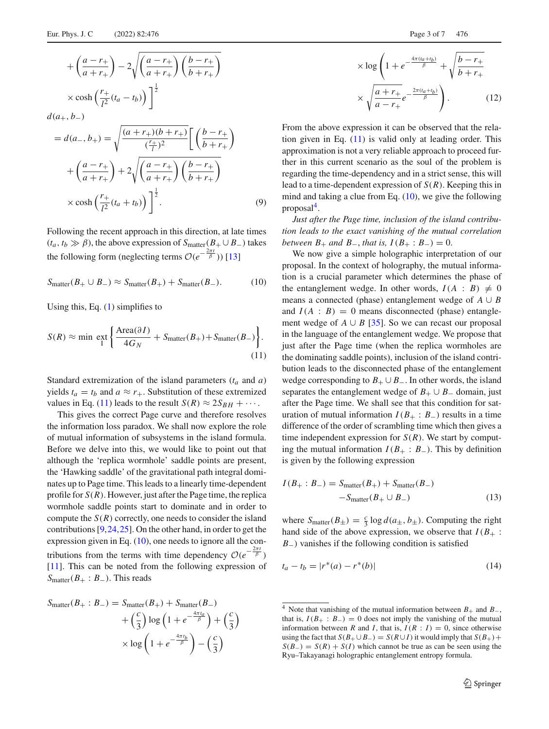$$+\left(\frac{a-r_+}{a+r_+}\right)-2\sqrt{\left(\frac{a-r_+}{a+r_+}\right)\left(\frac{b-r_+}{b+r_+}\right)}$$
$$\times\cosh\left(\frac{r_+}{l^2}(t_a-t_b)\right)\Bigg]^{\frac{1}{2}}$$

$$d(a_+,b_-)$$
$$=d(a_-,b_+)=\sqrt{\frac{(a+r_+)(b+r_+)}{(\frac{r_+}{l})^2}}\Bigg[\left(\frac{b-r_+}{b+r_+}\right)$$
$$+\left(\frac{a-r_+}{a+r_+}\right)+2\sqrt{\left(\frac{a-r_+}{a+r_+}\right)\left(\frac{b-r_+}{b+r_+}\right)}$$
$$\times\cosh\left(\frac{r_+}{l^2}(t_a+t_b)\right)\Bigg]^{\frac{1}{2}}. \tag{9}$$

Following the recent approach in this direction, at late times ($t_a, t_b \gg \beta$), the above expression of $S_{\text{matter}}(B_+\cup B_-)$ takes the following form (neglecting terms $\mathcal{O}(e^{-\frac{2\pi t}{\beta}})$) [13]

$$S_{\text{matter}}(B_+\cup B_-)\approx S_{\text{matter}}(B_+)+S_{\text{matter}}(B_-). \tag{10}$$

Using this, Eq. (1) simplifies to

$$S(R)\approx \min\ \underset{\text{I}}{\text{ext}}\left\{\frac{\text{Area}(\partial I)}{4G_N}+S_{\text{matter}}(B_+)+S_{\text{matter}}(B_-)\right\}. \tag{11}$$

Standard extremization of the island parameters ($t_a$ and $a$) yields $t_a = t_b$ and $a\approx r_+$. Substitution of these extremized values in Eq. (11) leads to the result $S(R)\approx 2S_{BH}+\cdots$.

This gives the correct Page curve and therefore resolves the information loss paradox. We shall now explore the role of mutual information of subsystems in the island formula. Before we delve into this, we would like to point out that although the 'replica wormhole' saddle points are present, the 'Hawking saddle' of the gravitational path integral dominates up to Page time. This leads to a linearly time-dependent profile for $S(R)$. However, just after the Page time, the replica wormhole saddles start to dominate and in order to compute the $S(R)$ correctly, one needs to consider the island contributions [9,24,25]. On the other hand, in order to get the expression given in Eq. (10), one needs to ignore all the contributions from the terms with time dependency $\mathcal{O}(e^{-\frac{2\pi t}{\beta}})$ [11]. This can be noted from the following expression of $S_{\text{matter}}(B_+ : B_-)$. This reads

$$S_{\text{matter}}(B_+:B_-)=S_{\text{matter}}(B_+)+S_{\text{matter}}(B_-)$$
$$+\left(\frac{c}{3}\right)\log\left(1+e^{-\frac{4\pi t_a}{\beta}}\right)+\left(\frac{c}{3}\right)$$
$$\times\log\left(1+e^{-\frac{4\pi t_b}{\beta}}\right)-\left(\frac{c}{3}\right)$$
$$\times\log\left(1+e^{-\frac{4\pi(t_a+t_b)}{\beta}}+\sqrt{\frac{b-r_+}{b+r_+}}\right.$$
$$\left.\times\sqrt{\frac{a+r_+}{a-r_+}}e^{-\frac{2\pi(t_a+t_b)}{\beta}}\right). \tag{12}$$

From the above expression it can be observed that the relation given in Eq. (11) is valid only at leading order. This approximation is not a very reliable approach to proceed further in this current scenario as the soul of the problem is regarding the time-dependency and in a strict sense, this will lead to a time-dependent expression of $S(R)$. Keeping this in mind and taking a clue from Eq. (10), we give the following proposal[4].

*Just after the Page time, inclusion of the island contribution leads to the exact vanishing of the mutual correlation between $B_+$ and $B_-$, that is, $I(B_+ : B_-) = 0$.*

We now give a simple holographic interpretation of our proposal. In the context of holography, the mutual information is a crucial parameter which determines the phase of the entanglement wedge. In other words, $I(A : B)\neq 0$ means a connected (phase) entanglement wedge of $A\cup B$ and $I(A : B) = 0$ means disconnected (phase) entanglement wedge of $A\cup B$ [35]. So we can recast our proposal in the language of the entanglement wedge. We propose that just after the Page time (when the replica wormholes are the dominating saddle points), inclusion of the island contribution leads to the disconnected phase of the entanglement wedge corresponding to $B_+\cup B_-$. In other words, the island separates the entanglement wedge of $B_+\cup B_-$ domain, just after the Page time. We shall see that this condition for saturation of mutual information $I(B_+ : B_-)$ results in a time difference of the order of scrambling time which then gives a time independent expression for $S(R)$. We start by computing the mutual information $I(B_+ : B_-)$. This by definition is given by the following expression

$$I(B_+:B_-)=S_{\text{matter}}(B_+)+S_{\text{matter}}(B_-)$$
$$-S_{\text{matter}}(B_+\cup B_-) \tag{13}$$

where $S_{\text{matter}}(B_\pm)=\frac{c}{3}\log d(a_\pm,b_\pm)$. Computing the right hand side of the above expression, we observe that $I(B_+ : B_-)$ vanishes if the following condition is satisfied

$$t_a - t_b = |r^*(a) - r^*(b)| \tag{14}$$

[4] Note that vanishing of the mutual information between $B_+$ and $B_-$, that is, $I(B_+ : B_-) = 0$ does not imply the vanishing of the mutual information between $R$ and $I$, that is, $I(R : I) = 0$, since otherwise using the fact that $S(B_+\cup B_-) = S(R\cup I)$ it would imply that $S(B_+) + S(B_-) = S(R) + S(I)$ which cannot be true as can be seen using the Ryu–Takayanagi holographic entanglement entropy formula.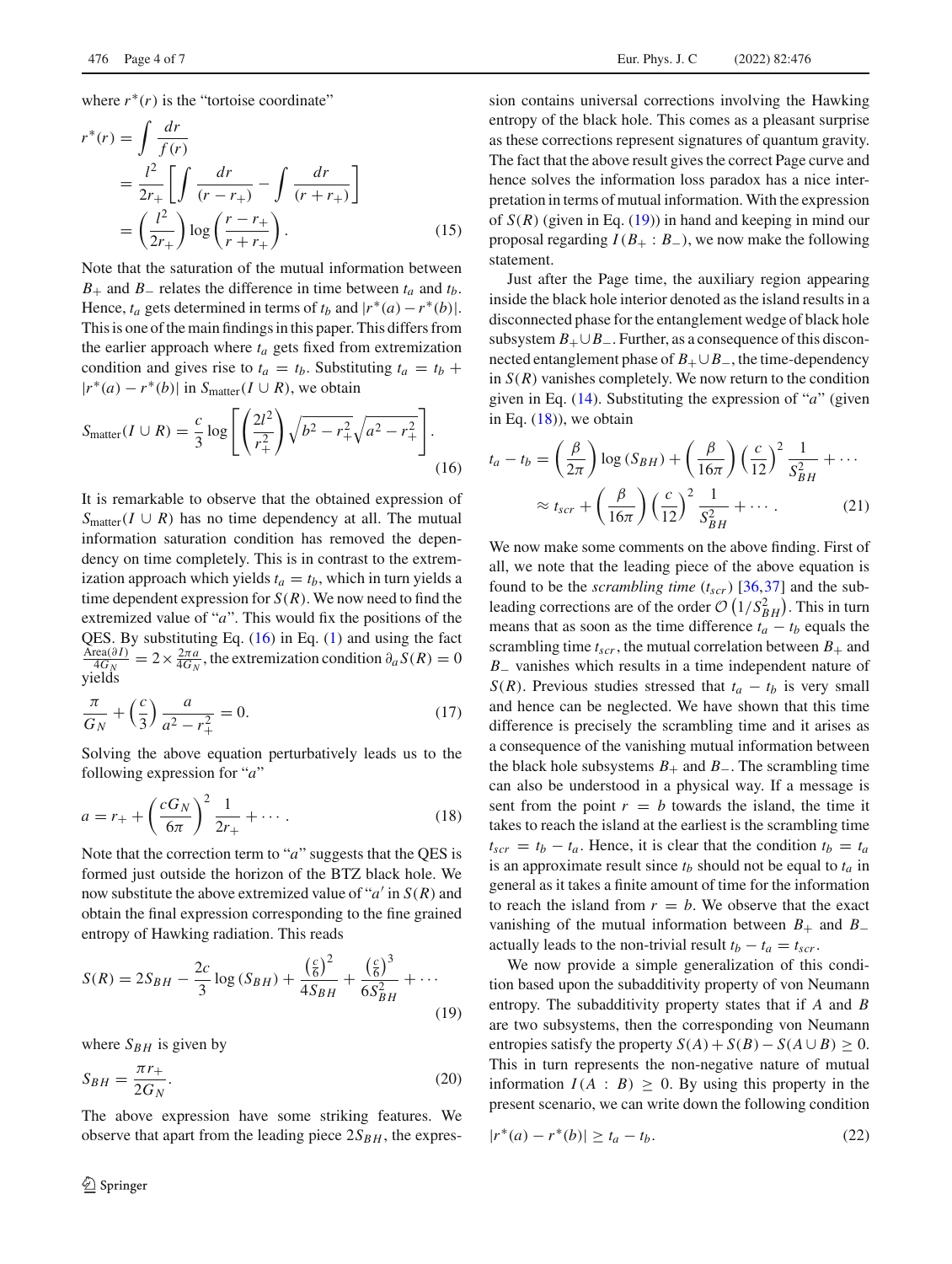where $r^*(r)$ is the "tortoise coordinate"

$$
\begin{aligned}
r^*(r) &= \int \frac{dr}{f(r)} \\
&= \frac{l^2}{2r_+}\left[\int \frac{dr}{(r-r_+)} - \int \frac{dr}{(r+r_+)}\right] \\
&= \left(\frac{l^2}{2r_+}\right)\log\left(\frac{r-r_+}{r+r_+}\right).
\end{aligned}
\tag{15}
$$

Note that the saturation of the mutual information between $B_+$ and $B_-$ relates the difference in time between $t_a$ and $t_b$. Hence, $t_a$ gets determined in terms of $t_b$ and $|r^*(a) - r^*(b)|$. This is one of the main findings in this paper. This differs from the earlier approach where $t_a$ gets fixed from extremization condition and gives rise to $t_a = t_b$. Substituting $t_a = t_b + |r^*(a) - r^*(b)|$ in $S_{\text{matter}}(I \cup R)$, we obtain

$$
S_{\text{matter}}(I \cup R) = \frac{c}{3}\log\left[\left(\frac{2l^2}{r_+^2}\right)\sqrt{b^2 - r_+^2}\sqrt{a^2 - r_+^2}\right].
\tag{16}
$$

It is remarkable to observe that the obtained expression of $S_{\text{matter}}(I \cup R)$ has no time dependency at all. The mutual information saturation condition has removed the dependency on time completely. This is in contrast to the extremization approach which yields $t_a = t_b$, which in turn yields a time dependent expression for $S(R)$. We now need to find the extremized value of "$a$". This would fix the positions of the QES. By substituting Eq. (16) in Eq. (1) and using the fact $\frac{\text{Area}(\partial I)}{4G_N} = 2 \times \frac{2\pi a}{4G_N}$, the extremization condition $\partial_a S(R) = 0$ yields

$$
\frac{\pi}{G_N} + \left(\frac{c}{3}\right)\frac{a}{a^2 - r_+^2} = 0.
\tag{17}
$$

Solving the above equation perturbatively leads us to the following expression for "$a$"

$$
a = r_+ + \left(\frac{cG_N}{6\pi}\right)^2 \frac{1}{2r_+} + \cdots.
\tag{18}
$$

Note that the correction term to "$a$" suggests that the QES is formed just outside the horizon of the BTZ black hole. We now substitute the above extremized value of "$a'$ in $S(R)$ and obtain the final expression corresponding to the fine grained entropy of Hawking radiation. This reads

$$
S(R) = 2S_{BH} - \frac{2c}{3}\log(S_{BH}) + \frac{\left(\frac{c}{6}\right)^2}{4S_{BH}} + \frac{\left(\frac{c}{6}\right)^3}{6S_{BH}^2} + \cdots
\tag{19}
$$

where $S_{BH}$ is given by

$$
S_{BH} = \frac{\pi r_+}{2G_N}.
\tag{20}
$$

The above expression have some striking features. We observe that apart from the leading piece $2S_{BH}$, the expression contains universal corrections involving the Hawking entropy of the black hole. This comes as a pleasant surprise as these corrections represent signatures of quantum gravity. The fact that the above result gives the correct Page curve and hence solves the information loss paradox has a nice interpretation in terms of mutual information. With the expression of $S(R)$ (given in Eq. (19)) in hand and keeping in mind our proposal regarding $I(B_+ : B_-)$, we now make the following statement.

Just after the Page time, the auxiliary region appearing inside the black hole interior denoted as the island results in a disconnected phase for the entanglement wedge of black hole subsystem $B_+ \cup B_-$. Further, as a consequence of this disconnected entanglement phase of $B_+ \cup B_-$, the time-dependency in $S(R)$ vanishes completely. We now return to the condition given in Eq. (14). Substituting the expression of "$a$" (given in Eq. (18)), we obtain

$$
\begin{aligned}
t_a - t_b &= \left(\frac{\beta}{2\pi}\right)\log(S_{BH}) + \left(\frac{\beta}{16\pi}\right)\left(\frac{c}{12}\right)^2\frac{1}{S_{BH}^2} + \cdots \\
&\approx t_{scr} + \left(\frac{\beta}{16\pi}\right)\left(\frac{c}{12}\right)^2\frac{1}{S_{BH}^2} + \cdots.
\end{aligned}
\tag{21}
$$

We now make some comments on the above finding. First of all, we note that the leading piece of the above equation is found to be the *scrambling time* ($t_{scr}$) [36,37] and the subleading corrections are of the order $\mathcal{O}\left(1/S_{BH}^2\right)$. This in turn means that as soon as the time difference $t_a - t_b$ equals the scrambling time $t_{scr}$, the mutual correlation between $B_+$ and $B_-$ vanishes which results in a time independent nature of $S(R)$. Previous studies stressed that $t_a - t_b$ is very small and hence can be neglected. We have shown that this time difference is precisely the scrambling time and it arises as a consequence of the vanishing mutual information between the black hole subsystems $B_+$ and $B_-$. The scrambling time can also be understood in a physical way. If a message is sent from the point $r = b$ towards the island, the time it takes to reach the island at the earliest is the scrambling time $t_{scr} = t_b - t_a$. Hence, it is clear that the condition $t_b = t_a$ is an approximate result since $t_b$ should not be equal to $t_a$ in general as it takes a finite amount of time for the information to reach the island from $r = b$. We observe that the exact vanishing of the mutual information between $B_+$ and $B_-$ actually leads to the non-trivial result $t_b - t_a = t_{scr}$.

We now provide a simple generalization of this condition based upon the subadditivity property of von Neumann entropy. The subadditivity property states that if $A$ and $B$ are two subsystems, then the corresponding von Neumann entropies satisfy the property $S(A) + S(B) - S(A \cup B) \geq 0$. This in turn represents the non-negative nature of mutual information $I(A : B) \geq 0$. By using this property in the present scenario, we can write down the following condition

$$
|r^*(a) - r^*(b)| \geq t_a - t_b.
\tag{22}
$$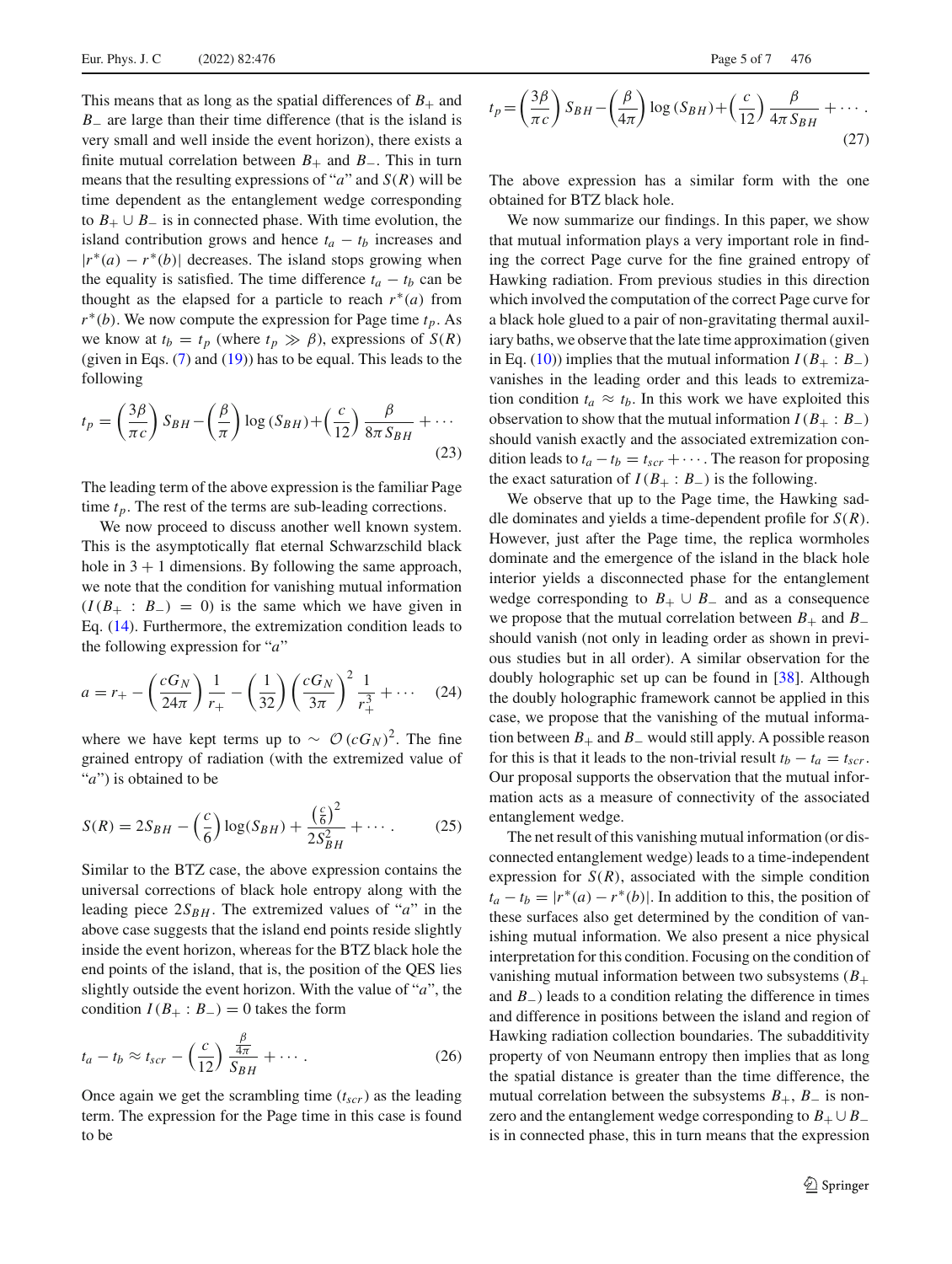This means that as long as the spatial differences of $B_+$ and $B_-$ are large than their time difference (that is the island is very small and well inside the event horizon), there exists a finite mutual correlation between $B_+$ and $B_-$. This in turn means that the resulting expressions of "$a$" and $S(R)$ will be time dependent as the entanglement wedge corresponding to $B_+ \cup B_-$ is in connected phase. With time evolution, the island contribution grows and hence $t_a - t_b$ increases and $|r^*(a) - r^*(b)|$ decreases. The island stops growing when the equality is satisfied. The time difference $t_a - t_b$ can be thought as the elapsed for a particle to reach $r^*(a)$ from $r^*(b)$. We now compute the expression for Page time $t_p$. As we know at $t_b = t_p$ (where $t_p \gg \beta$), expressions of $S(R)$ (given in Eqs. (7) and (19)) has to be equal. This leads to the following

$$t_p = \left(\frac{3\beta}{\pi c}\right) S_{BH} - \left(\frac{\beta}{\pi}\right) \log\left(S_{BH}\right) + \left(\frac{c}{12}\right) \frac{\beta}{8\pi S_{BH}} + \cdots \tag{23}$$

The leading term of the above expression is the familiar Page time $t_p$. The rest of the terms are sub-leading corrections.

We now proceed to discuss another well known system. This is the asymptotically flat eternal Schwarzschild black hole in $3+1$ dimensions. By following the same approach, we note that the condition for vanishing mutual information ($I(B_+ : B_-) = 0$) is the same which we have given in Eq. (14). Furthermore, the extremization condition leads to the following expression for "$a$"

$$a = r_+ - \left(\frac{cG_N}{24\pi}\right) \frac{1}{r_+} - \left(\frac{1}{32}\right) \left(\frac{cG_N}{3\pi}\right)^2 \frac{1}{r_+^3} + \cdots \tag{24}$$

where we have kept terms up to $\sim \mathcal{O}(cG_N)^2$. The fine grained entropy of radiation (with the extremized value of "$a$") is obtained to be

$$S(R) = 2S_{BH} - \left(\frac{c}{6}\right) \log(S_{BH}) + \frac{\left(\frac{c}{6}\right)^2}{2S_{BH}^2} + \cdots . \tag{25}$$

Similar to the BTZ case, the above expression contains the universal corrections of black hole entropy along with the leading piece $2S_{BH}$. The extremized values of "$a$" in the above case suggests that the island end points reside slightly inside the event horizon, whereas for the BTZ black hole the end points of the island, that is, the position of the QES lies slightly outside the event horizon. With the value of "$a$", the condition $I(B_+ : B_-) = 0$ takes the form

$$t_a - t_b \approx t_{scr} - \left(\frac{c}{12}\right) \frac{\frac{\beta}{4\pi}}{S_{BH}} + \cdots . \tag{26}$$

Once again we get the scrambling time ($t_{scr}$) as the leading term. The expression for the Page time in this case is found to be

$$t_p = \left(\frac{3\beta}{\pi c}\right) S_{BH} - \left(\frac{\beta}{4\pi}\right) \log\left(S_{BH}\right) + \left(\frac{c}{12}\right) \frac{\beta}{4\pi S_{BH}} + \cdots . \tag{27}$$

The above expression has a similar form with the one obtained for BTZ black hole.

We now summarize our findings. In this paper, we show that mutual information plays a very important role in finding the correct Page curve for the fine grained entropy of Hawking radiation. From previous studies in this direction which involved the computation of the correct Page curve for a black hole glued to a pair of non-gravitating thermal auxiliary baths, we observe that the late time approximation (given in Eq. (10)) implies that the mutual information $I(B_+ : B_-)$ vanishes in the leading order and this leads to extremization condition $t_a \approx t_b$. In this work we have exploited this observation to show that the mutual information $I(B_+ : B_-)$ should vanish exactly and the associated extremization condition leads to $t_a - t_b = t_{scr} + \cdots$. The reason for proposing the exact saturation of $I(B_+ : B_-)$ is the following.

We observe that up to the Page time, the Hawking saddle dominates and yields a time-dependent profile for $S(R)$. However, just after the Page time, the replica wormholes dominate and the emergence of the island in the black hole interior yields a disconnected phase for the entanglement wedge corresponding to $B_+ \cup B_-$ and as a consequence we propose that the mutual correlation between $B_+$ and $B_-$ should vanish (not only in leading order as shown in previous studies but in all order). A similar observation for the doubly holographic set up can be found in [38]. Although the doubly holographic framework cannot be applied in this case, we propose that the vanishing of the mutual information between $B_+$ and $B_-$ would still apply. A possible reason for this is that it leads to the non-trivial result $t_b - t_a = t_{scr}$. Our proposal supports the observation that the mutual information acts as a measure of connectivity of the associated entanglement wedge.

The net result of this vanishing mutual information (or disconnected entanglement wedge) leads to a time-independent expression for $S(R)$, associated with the simple condition $t_a - t_b = |r^*(a) - r^*(b)|$. In addition to this, the position of these surfaces also get determined by the condition of vanishing mutual information. We also present a nice physical interpretation for this condition. Focusing on the condition of vanishing mutual information between two subsystems ($B_+$ and $B_-$) leads to a condition relating the difference in times and difference in positions between the island and region of Hawking radiation collection boundaries. The subadditivity property of von Neumann entropy then implies that as long the spatial distance is greater than the time difference, the mutual correlation between the subsystems $B_+$, $B_-$ is nonzero and the entanglement wedge corresponding to $B_+ \cup B_-$ is in connected phase, this in turn means that the expression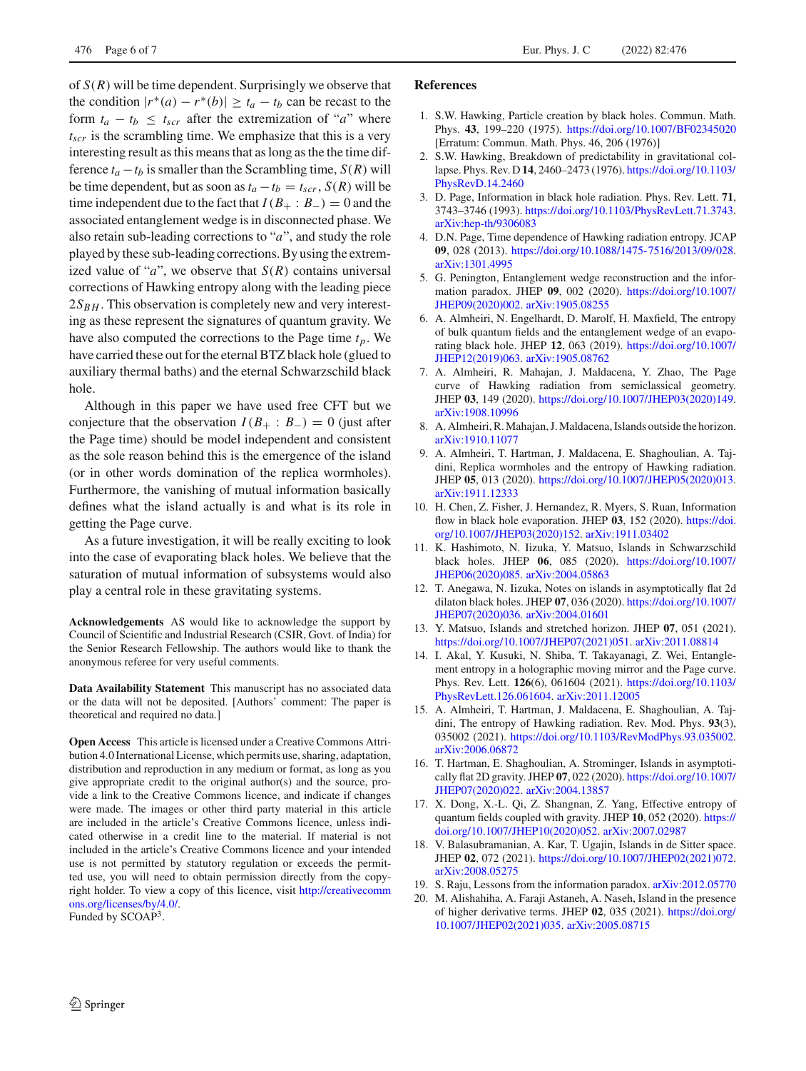of $S(R)$ will be time dependent. Surprisingly we observe that the condition $|r^*(a) - r^*(b)| \geq t_a - t_b$ can be recast to the form $t_a - t_b \leq t_{scr}$ after the extremization of "$a$" where $t_{scr}$ is the scrambling time. We emphasize that this is a very interesting result as this means that as long as the the time difference $t_a - t_b$ is smaller than the Scrambling time, $S(R)$ will be time dependent, but as soon as $t_a - t_b = t_{scr}$, $S(R)$ will be time independent due to the fact that $I(B_+ : B_-) = 0$ and the associated entanglement wedge is in disconnected phase. We also retain sub-leading corrections to "$a$", and study the role played by these sub-leading corrections. By using the extremized value of "$a$", we observe that $S(R)$ contains universal corrections of Hawking entropy along with the leading piece $2S_{BH}$. This observation is completely new and very interesting as these represent the signatures of quantum gravity. We have also computed the corrections to the Page time $t_p$. We have carried these out for the eternal BTZ black hole (glued to auxiliary thermal baths) and the eternal Schwarzschild black hole.

Although in this paper we have used free CFT but we conjecture that the observation $I(B_+ : B_-) = 0$ (just after the Page time) should be model independent and consistent as the sole reason behind this is the emergence of the island (or in other words domination of the replica wormholes). Furthermore, the vanishing of mutual information basically defines what the island actually is and what is its role in getting the Page curve.

As a future investigation, it will be really exciting to look into the case of evaporating black holes. We believe that the saturation of mutual information of subsystems would also play a central role in these gravitating systems.

**Acknowledgements** AS would like to acknowledge the support by Council of Scientific and Industrial Research (CSIR, Govt. of India) for the Senior Research Fellowship. The authors would like to thank the anonymous referee for very useful comments.

**Data Availability Statement** This manuscript has no associated data or the data will not be deposited. [Authors' comment: The paper is theoretical and required no data.]

**Open Access** This article is licensed under a Creative Commons Attribution 4.0 International License, which permits use, sharing, adaptation, distribution and reproduction in any medium or format, as long as you give appropriate credit to the original author(s) and the source, provide a link to the Creative Commons licence, and indicate if changes were made. The images or other third party material in this article are included in the article's Creative Commons licence, unless indicated otherwise in a credit line to the material. If material is not included in the article's Creative Commons licence and your intended use is not permitted by statutory regulation or exceeds the permitted use, you will need to obtain permission directly from the copyright holder. To view a copy of this licence, visit http://creativecommons.org/licenses/by/4.0/.
Funded by SCOAP$^3$.

## References

1. S.W. Hawking, Particle creation by black holes. Commun. Math. Phys. **43**, 199–220 (1975). https://doi.org/10.1007/BF02345020 [Erratum: Commun. Math. Phys. 46, 206 (1976)]
2. S.W. Hawking, Breakdown of predictability in gravitational collapse. Phys. Rev. D **14**, 2460–2473 (1976). https://doi.org/10.1103/PhysRevD.14.2460
3. D. Page, Information in black hole radiation. Phys. Rev. Lett. **71**, 3743–3746 (1993). https://doi.org/10.1103/PhysRevLett.71.3743. arXiv:hep-th/9306083
4. D.N. Page, Time dependence of Hawking radiation entropy. JCAP **09**, 028 (2013). https://doi.org/10.1088/1475-7516/2013/09/028. arXiv:1301.4995
5. G. Penington, Entanglement wedge reconstruction and the information paradox. JHEP **09**, 002 (2020). https://doi.org/10.1007/JHEP09(2020)002. arXiv:1905.08255
6. A. Almheiri, N. Engelhardt, D. Marolf, H. Maxfield, The entropy of bulk quantum fields and the entanglement wedge of an evaporating black hole. JHEP **12**, 063 (2019). https://doi.org/10.1007/JHEP12(2019)063. arXiv:1905.08762
7. A. Almheiri, R. Mahajan, J. Maldacena, Y. Zhao, The Page curve of Hawking radiation from semiclassical geometry. JHEP **03**, 149 (2020). https://doi.org/10.1007/JHEP03(2020)149. arXiv:1908.10996
8. A. Almheiri, R. Mahajan, J. Maldacena, Islands outside the horizon. arXiv:1910.11077
9. A. Almheiri, T. Hartman, J. Maldacena, E. Shaghoulian, A. Tajdini, Replica wormholes and the entropy of Hawking radiation. JHEP **05**, 013 (2020). https://doi.org/10.1007/JHEP05(2020)013. arXiv:1911.12333
10. H. Chen, Z. Fisher, J. Hernandez, R. Myers, S. Ruan, Information flow in black hole evaporation. JHEP **03**, 152 (2020). https://doi.org/10.1007/JHEP03(2020)152. arXiv:1911.03402
11. K. Hashimoto, N. Iizuka, Y. Matsuo, Islands in Schwarzschild black holes. JHEP **06**, 085 (2020). https://doi.org/10.1007/JHEP06(2020)085. arXiv:2004.05863
12. T. Anegawa, N. Iizuka, Notes on islands in asymptotically flat 2d dilaton black holes. JHEP **07**, 036 (2020). https://doi.org/10.1007/JHEP07(2020)036. arXiv:2004.01601
13. Y. Matsuo, Islands and stretched horizon. JHEP **07**, 051 (2021). https://doi.org/10.1007/JHEP07(2021)051. arXiv:2011.08814
14. I. Akal, Y. Kusuki, N. Shiba, T. Takayanagi, Z. Wei, Entanglement entropy in a holographic moving mirror and the Page curve. Phys. Rev. Lett. **126**(6), 061604 (2021). https://doi.org/10.1103/PhysRevLett.126.061604. arXiv:2011.12005
15. A. Almheiri, T. Hartman, J. Maldacena, E. Shaghoulian, A. Tajdini, The entropy of Hawking radiation. Rev. Mod. Phys. **93**(3), 035002 (2021). https://doi.org/10.1103/RevModPhys.93.035002. arXiv:2006.06872
16. T. Hartman, E. Shaghoulian, A. Strominger, Islands in asymptotically flat 2D gravity. JHEP **07**, 022 (2020). https://doi.org/10.1007/JHEP07(2020)022. arXiv:2004.13857
17. X. Dong, X.-L. Qi, Z. Shangnan, Z. Yang, Effective entropy of quantum fields coupled with gravity. JHEP **10**, 052 (2020). https://doi.org/10.1007/JHEP10(2020)052. arXiv:2007.02987
18. V. Balasubramanian, A. Kar, T. Ugajin, Islands in de Sitter space. JHEP **02**, 072 (2021). https://doi.org/10.1007/JHEP02(2021)072. arXiv:2008.05275
19. S. Raju, Lessons from the information paradox. arXiv:2012.05770
20. M. Alishahiha, A. Faraji Astaneh, A. Naseh, Island in the presence of higher derivative terms. JHEP **02**, 035 (2021). https://doi.org/10.1007/JHEP02(2021)035. arXiv:2005.08715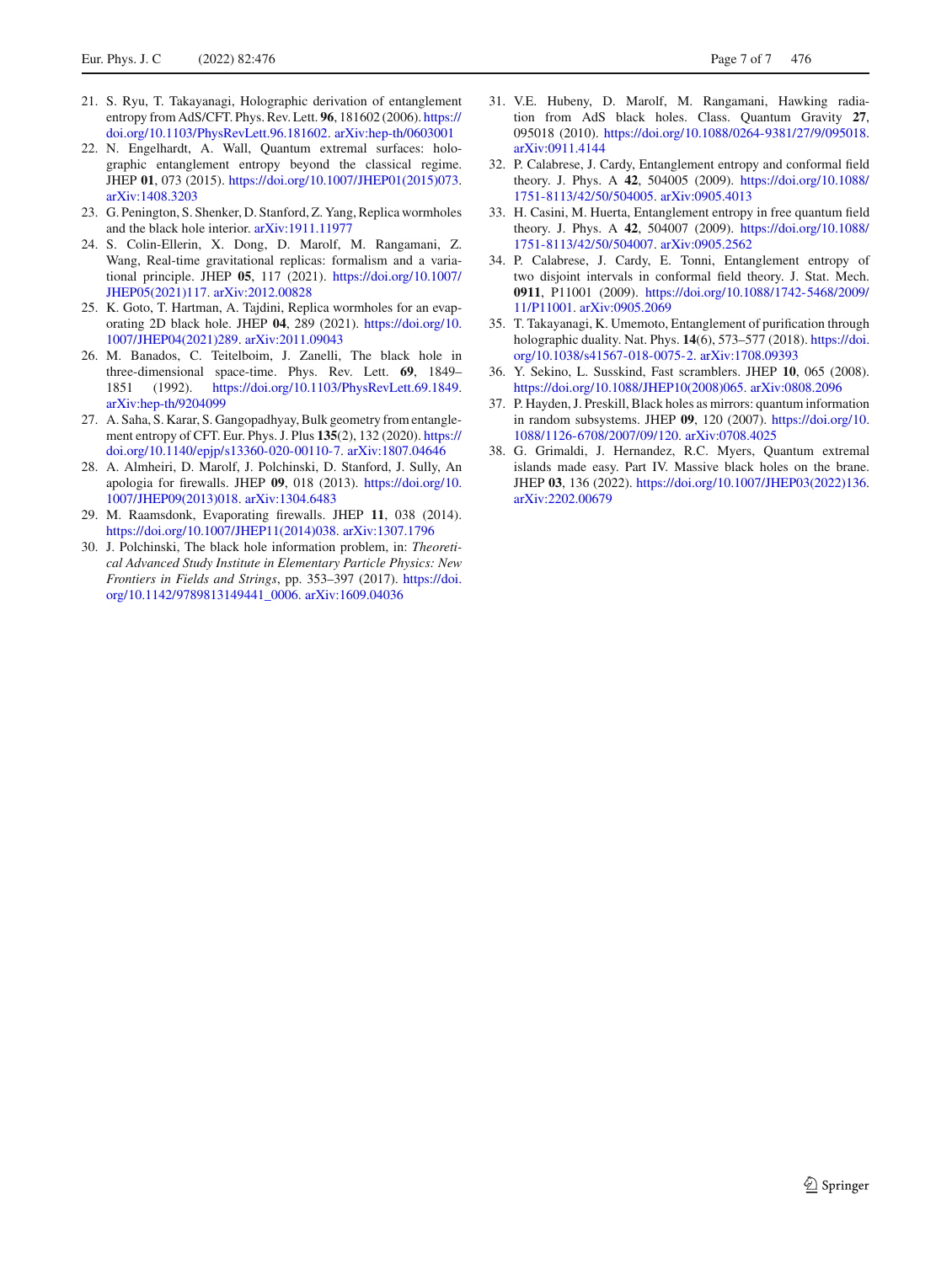21. S. Ryu, T. Takayanagi, Holographic derivation of entanglement entropy from AdS/CFT. Phys. Rev. Lett. **96**, 181602 (2006). https://doi.org/10.1103/PhysRevLett.96.181602. arXiv:hep-th/0603001
22. N. Engelhardt, A. Wall, Quantum extremal surfaces: holographic entanglement entropy beyond the classical regime. JHEP **01**, 073 (2015). https://doi.org/10.1007/JHEP01(2015)073. arXiv:1408.3203
23. G. Penington, S. Shenker, D. Stanford, Z. Yang, Replica wormholes and the black hole interior. arXiv:1911.11977
24. S. Colin-Ellerin, X. Dong, D. Marolf, M. Rangamani, Z. Wang, Real-time gravitational replicas: formalism and a variational principle. JHEP **05**, 117 (2021). https://doi.org/10.1007/JHEP05(2021)117. arXiv:2012.00828
25. K. Goto, T. Hartman, A. Tajdini, Replica wormholes for an evaporating 2D black hole. JHEP **04**, 289 (2021). https://doi.org/10.1007/JHEP04(2021)289. arXiv:2011.09043
26. M. Banados, C. Teitelboim, J. Zanelli, The black hole in three-dimensional space-time. Phys. Rev. Lett. **69**, 1849–1851 (1992). https://doi.org/10.1103/PhysRevLett.69.1849. arXiv:hep-th/9204099
27. A. Saha, S. Karar, S. Gangopadhyay, Bulk geometry from entanglement entropy of CFT. Eur. Phys. J. Plus **135**(2), 132 (2020). https://doi.org/10.1140/epjp/s13360-020-00110-7. arXiv:1807.04646
28. A. Almheiri, D. Marolf, J. Polchinski, D. Stanford, J. Sully, An apologia for firewalls. JHEP **09**, 018 (2013). https://doi.org/10.1007/JHEP09(2013)018. arXiv:1304.6483
29. M. Raamsdonk, Evaporating firewalls. JHEP **11**, 038 (2014). https://doi.org/10.1007/JHEP11(2014)038. arXiv:1307.1796
30. J. Polchinski, The black hole information problem, in: *Theoretical Advanced Study Institute in Elementary Particle Physics: New Frontiers in Fields and Strings*, pp. 353–397 (2017). https://doi.org/10.1142/9789813149441_0006. arXiv:1609.04036
31. V.E. Hubeny, D. Marolf, M. Rangamani, Hawking radiation from AdS black holes. Class. Quantum Gravity **27**, 095018 (2010). https://doi.org/10.1088/0264-9381/27/9/095018. arXiv:0911.4144
32. P. Calabrese, J. Cardy, Entanglement entropy and conformal field theory. J. Phys. A **42**, 504005 (2009). https://doi.org/10.1088/1751-8113/42/50/504005. arXiv:0905.4013
33. H. Casini, M. Huerta, Entanglement entropy in free quantum field theory. J. Phys. A **42**, 504007 (2009). https://doi.org/10.1088/1751-8113/42/50/504007. arXiv:0905.2562
34. P. Calabrese, J. Cardy, E. Tonni, Entanglement entropy of two disjoint intervals in conformal field theory. J. Stat. Mech. **0911**, P11001 (2009). https://doi.org/10.1088/1742-5468/2009/11/P11001. arXiv:0905.2069
35. T. Takayanagi, K. Umemoto, Entanglement of purification through holographic duality. Nat. Phys. **14**(6), 573–577 (2018). https://doi.org/10.1038/s41567-018-0075-2. arXiv:1708.09393
36. Y. Sekino, L. Susskind, Fast scramblers. JHEP **10**, 065 (2008). https://doi.org/10.1088/JHEP10(2008)065. arXiv:0808.2096
37. P. Hayden, J. Preskill, Black holes as mirrors: quantum information in random subsystems. JHEP **09**, 120 (2007). https://doi.org/10.1088/1126-6708/2007/09/120. arXiv:0708.4025
38. G. Grimaldi, J. Hernandez, R.C. Myers, Quantum extremal islands made easy. Part IV. Massive black holes on the brane. JHEP **03**, 136 (2022). https://doi.org/10.1007/JHEP03(2022)136. arXiv:2202.00679